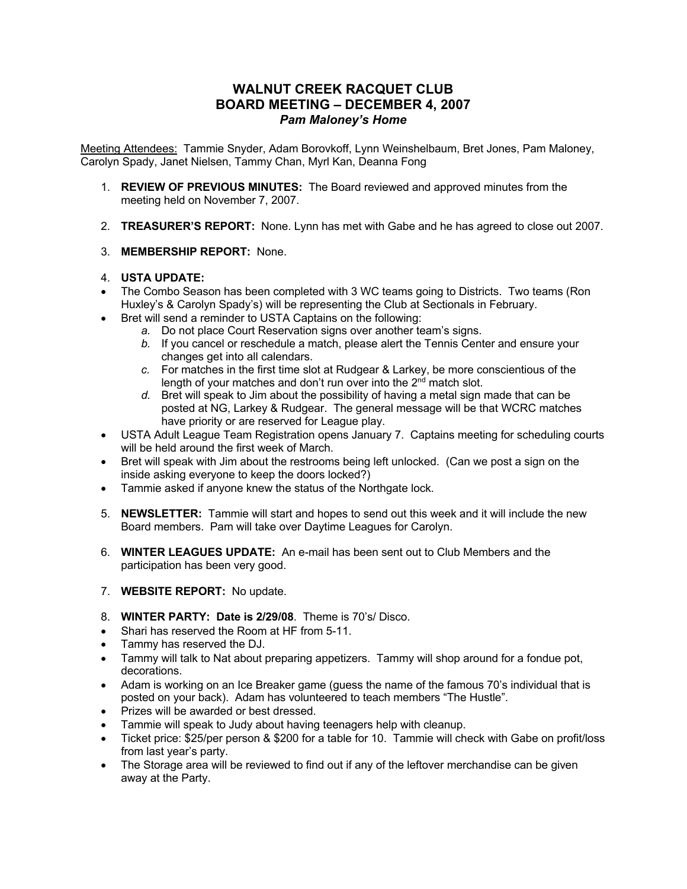# WALNUT CREEK RACQUET CLUB
# BOARD MEETING – DECEMBER 4, 2007
### *Pam Maloney's Home*

Meeting Attendees: Tammie Snyder, Adam Borovkoff, Lynn Weinshelbaum, Bret Jones, Pam Maloney, Carolyn Spady, Janet Nielsen, Tammy Chan, Myrl Kan, Deanna Fong

1. **REVIEW OF PREVIOUS MINUTES:** The Board reviewed and approved minutes from the meeting held on November 7, 2007.

2. **TREASURER'S REPORT:** None. Lynn has met with Gabe and he has agreed to close out 2007.

3. **MEMBERSHIP REPORT:** None.

4. **USTA UPDATE:**

- The Combo Season has been completed with 3 WC teams going to Districts. Two teams (Ron Huxley's & Carolyn Spady's) will be representing the Club at Sectionals in February.
- Bret will send a reminder to USTA Captains on the following:
    - *a.* Do not place Court Reservation signs over another team's signs.
    - *b.* If you cancel or reschedule a match, please alert the Tennis Center and ensure your changes get into all calendars.
    - *c.* For matches in the first time slot at Rudgear & Larkey, be more conscientious of the length of your matches and don't run over into the 2nd match slot.
    - *d.* Bret will speak to Jim about the possibility of having a metal sign made that can be posted at NG, Larkey & Rudgear. The general message will be that WCRC matches have priority or are reserved for League play.
- USTA Adult League Team Registration opens January 7. Captains meeting for scheduling courts will be held around the first week of March.
- Bret will speak with Jim about the restrooms being left unlocked. (Can we post a sign on the inside asking everyone to keep the doors locked?)
- Tammie asked if anyone knew the status of the Northgate lock.

5. **NEWSLETTER:** Tammie will start and hopes to send out this week and it will include the new Board members. Pam will take over Daytime Leagues for Carolyn.

6. **WINTER LEAGUES UPDATE:** An e-mail has been sent out to Club Members and the participation has been very good.

7. **WEBSITE REPORT:** No update.

8. **WINTER PARTY: Date is 2/29/08**. Theme is 70's/ Disco.

- Shari has reserved the Room at HF from 5-11.
- Tammy has reserved the DJ.
- Tammy will talk to Nat about preparing appetizers. Tammy will shop around for a fondue pot, decorations.
- Adam is working on an Ice Breaker game (guess the name of the famous 70's individual that is posted on your back). Adam has volunteered to teach members "The Hustle".
- Prizes will be awarded or best dressed.
- Tammie will speak to Judy about having teenagers help with cleanup.
- Ticket price: $25/per person & $200 for a table for 10. Tammie will check with Gabe on profit/loss from last year's party.
- The Storage area will be reviewed to find out if any of the leftover merchandise can be given away at the Party.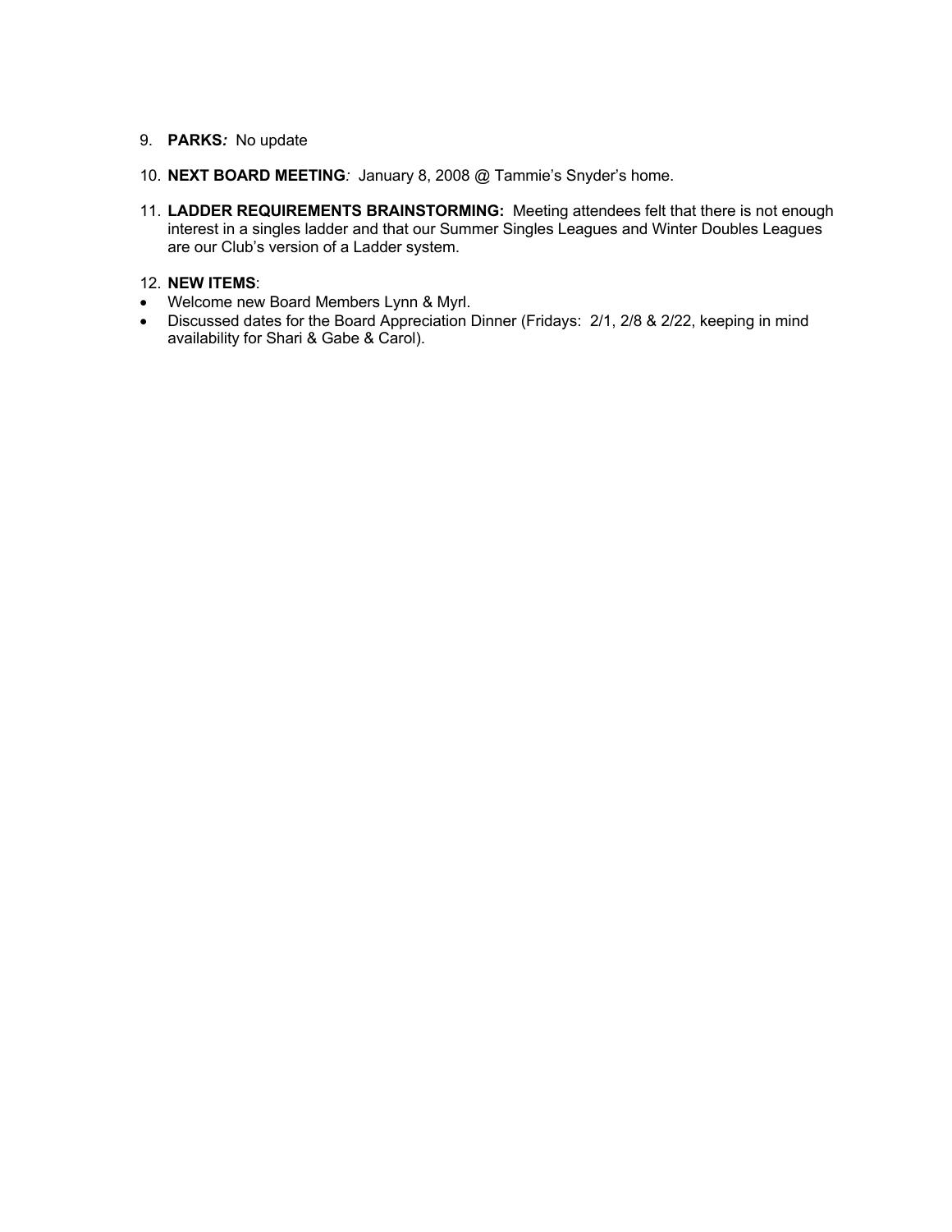9. **PARKS*:*** No update

10. **NEXT BOARD MEETING***:* January 8, 2008 @ Tammie's Snyder's home.

11. **LADDER REQUIREMENTS BRAINSTORMING:** Meeting attendees felt that there is not enough interest in a singles ladder and that our Summer Singles Leagues and Winter Doubles Leagues are our Club's version of a Ladder system.

12. **NEW ITEMS**:

- Welcome new Board Members Lynn & Myrl.
- Discussed dates for the Board Appreciation Dinner (Fridays: 2/1, 2/8 & 2/22, keeping in mind availability for Shari & Gabe & Carol).